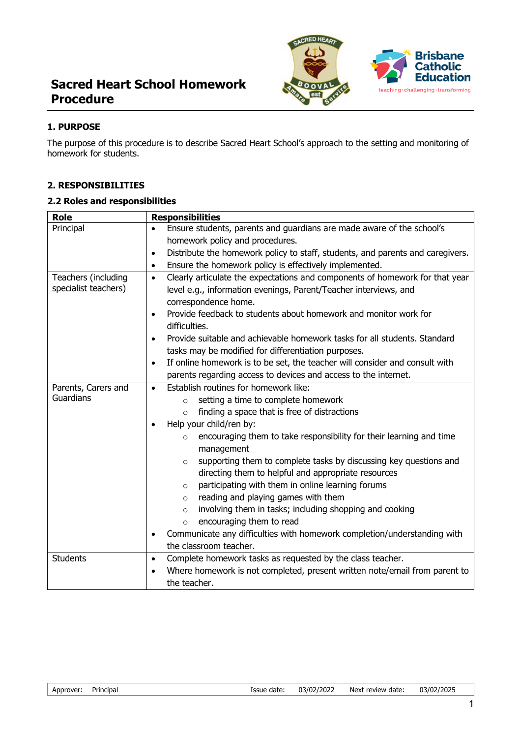# Sacred Heart School Homework Procedure

## 1. PURPOSE

The purpose of this procedure is to describe Sacred Heart School's approach to the setting and monitoring of homework for students.

## 2. RESPONSIBILITIES

### 2.2 Roles and responsibilities

| Role | Responsibilities |
|---|---|
| Principal | • Ensure students, parents and guardians are made aware of the school's homework policy and procedures.<br>• Distribute the homework policy to staff, students, and parents and caregivers.<br>• Ensure the homework policy is effectively implemented. |
| Teachers (including specialist teachers) | • Clearly articulate the expectations and components of homework for that year level e.g., information evenings, Parent/Teacher interviews, and correspondence home.<br>• Provide feedback to students about homework and monitor work for difficulties.<br>• Provide suitable and achievable homework tasks for all students. Standard tasks may be modified for differentiation purposes.<br>• If online homework is to be set, the teacher will consider and consult with parents regarding access to devices and access to the internet. |
| Parents, Carers and Guardians | • Establish routines for homework like:<br>  ○ setting a time to complete homework<br>  ○ finding a space that is free of distractions<br>• Help your child/ren by:<br>  ○ encouraging them to take responsibility for their learning and time management<br>  ○ supporting them to complete tasks by discussing key questions and directing them to helpful and appropriate resources<br>  ○ participating with them in online learning forums<br>  ○ reading and playing games with them<br>  ○ involving them in tasks; including shopping and cooking<br>  ○ encouraging them to read<br>• Communicate any difficulties with homework completion/understanding with the classroom teacher. |
| Students | • Complete homework tasks as requested by the class teacher.<br>• Where homework is not completed, present written note/email from parent to the teacher. |

| Approver: | Principal | Issue date: | 03/02/2022 | Next review date: | 03/02/2025 |
|---|---|---|---|---|---|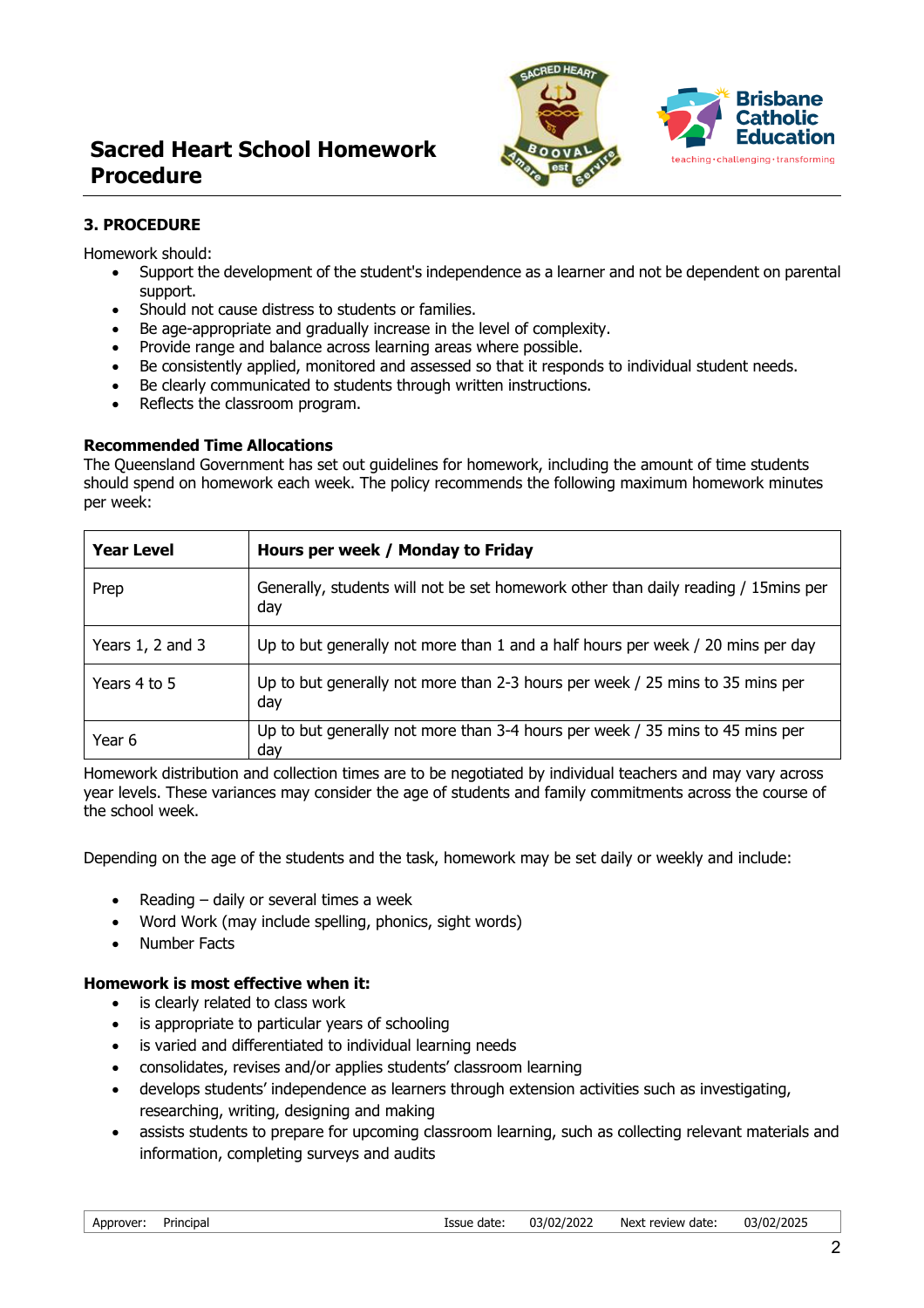## 3. PROCEDURE

Homework should:

- Support the development of the student's independence as a learner and not be dependent on parental support.
- Should not cause distress to students or families.
- Be age-appropriate and gradually increase in the level of complexity.
- Provide range and balance across learning areas where possible.
- Be consistently applied, monitored and assessed so that it responds to individual student needs.
- Be clearly communicated to students through written instructions.
- Reflects the classroom program.

**Recommended Time Allocations**

The Queensland Government has set out guidelines for homework, including the amount of time students should spend on homework each week. The policy recommends the following maximum homework minutes per week:

| Year Level | Hours per week / Monday to Friday |
|---|---|
| Prep | Generally, students will not be set homework other than daily reading / 15mins per day |
| Years 1, 2 and 3 | Up to but generally not more than 1 and a half hours per week / 20 mins per day |
| Years 4 to 5 | Up to but generally not more than 2-3 hours per week / 25 mins to 35 mins per day |
| Year 6 | Up to but generally not more than 3-4 hours per week / 35 mins to 45 mins per day |

Homework distribution and collection times are to be negotiated by individual teachers and may vary across year levels. These variances may consider the age of students and family commitments across the course of the school week.

Depending on the age of the students and the task, homework may be set daily or weekly and include:

- Reading – daily or several times a week
- Word Work (may include spelling, phonics, sight words)
- Number Facts

**Homework is most effective when it:**

- is clearly related to class work
- is appropriate to particular years of schooling
- is varied and differentiated to individual learning needs
- consolidates, revises and/or applies students' classroom learning
- develops students' independence as learners through extension activities such as investigating, researching, writing, designing and making
- assists students to prepare for upcoming classroom learning, such as collecting relevant materials and information, completing surveys and audits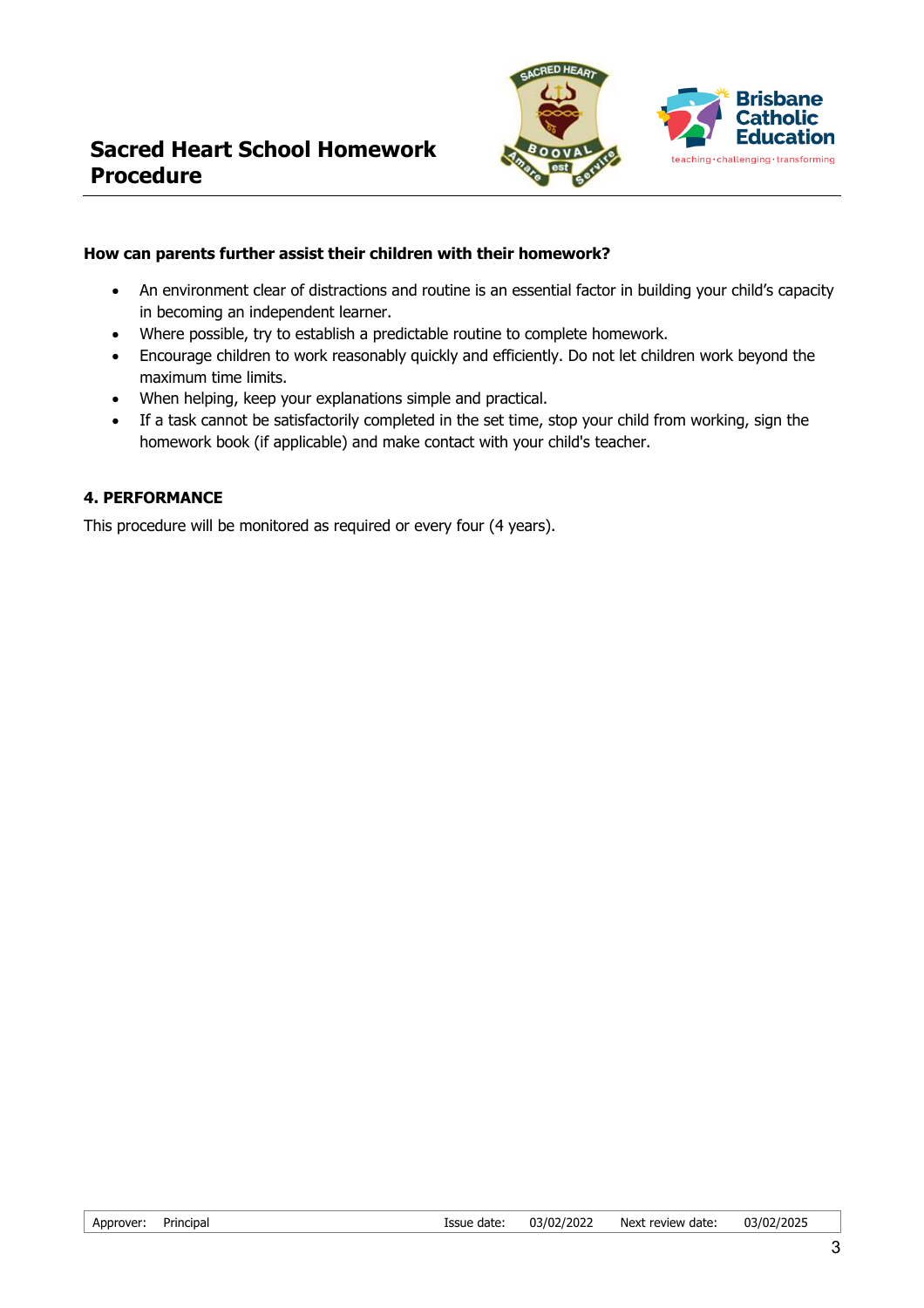**How can parents further assist their children with their homework?**

- An environment clear of distractions and routine is an essential factor in building your child's capacity in becoming an independent learner.
- Where possible, try to establish a predictable routine to complete homework.
- Encourage children to work reasonably quickly and efficiently. Do not let children work beyond the maximum time limits.
- When helping, keep your explanations simple and practical.
- If a task cannot be satisfactorily completed in the set time, stop your child from working, sign the homework book (if applicable) and make contact with your child's teacher.

**4. PERFORMANCE**

This procedure will be monitored as required or every four (4 years).